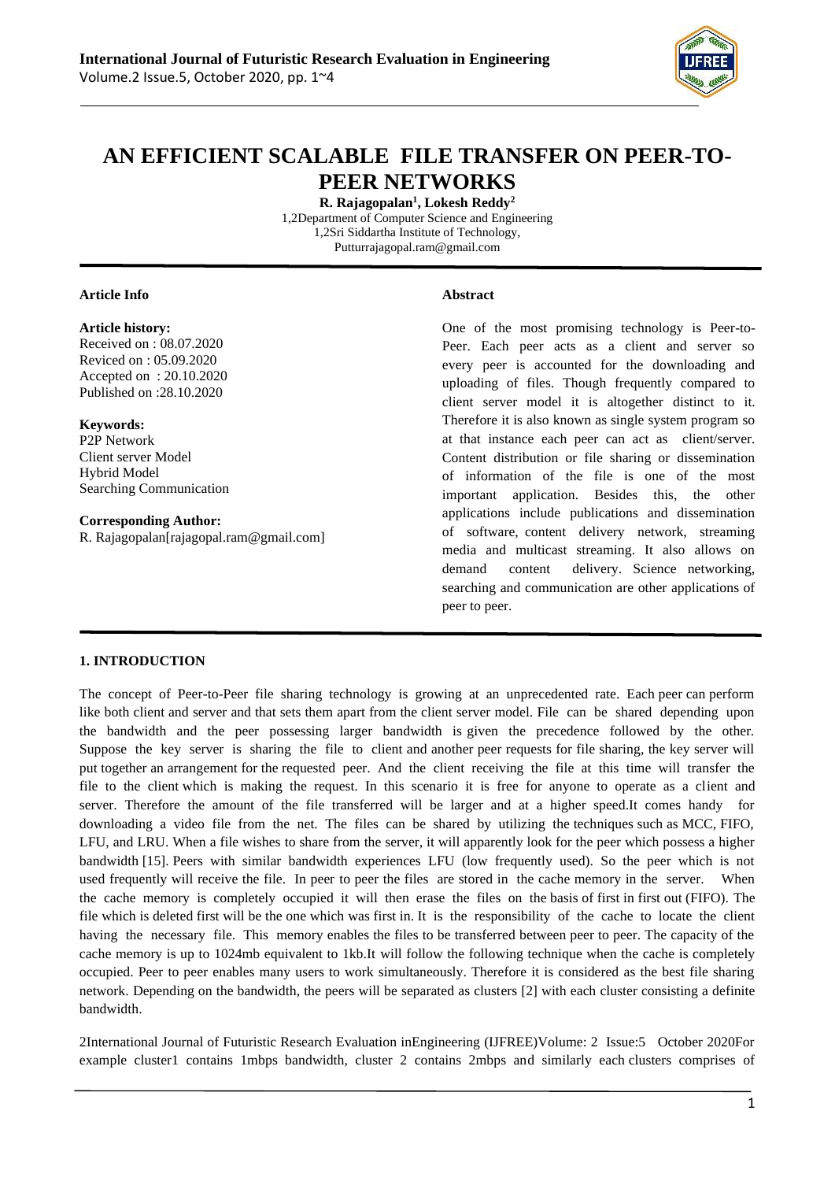# AN EFFICIENT SCALABLE FILE TRANSFER ON PEER-TO-PEER NETWORKS

**R. Rajagopalan[1], Lokesh Reddy[2]**

1,2Department of Computer Science and Engineering
1,2Sri Siddartha Institute of Technology,
Putturrajagopal.ram@gmail.com

**Article Info**

**Article history:**
Received on : 08.07.2020
Reviced on : 05.09.2020
Accepted on : 20.10.2020
Published on :28.10.2020

**Keywords:**
P2P Network
Client server Model
Hybrid Model
Searching Communication

**Corresponding Author:**
R. Rajagopalan[rajagopal.ram@gmail.com]

**Abstract**

One of the most promising technology is Peer-to-Peer. Each peer acts as a client and server so every peer is accounted for the downloading and uploading of files. Though frequently compared to client server model it is altogether distinct to it. Therefore it is also known as single system program so at that instance each peer can act as client/server. Content distribution or file sharing or dissemination of information of the file is one of the most important application. Besides this, the other applications include publications and dissemination of software, content delivery network, streaming media and multicast streaming. It also allows on demand content delivery. Science networking, searching and communication are other applications of peer to peer.

## 1. INTRODUCTION

The concept of Peer-to-Peer file sharing technology is growing at an unprecedented rate. Each peer can perform like both client and server and that sets them apart from the client server model. File can be shared depending upon the bandwidth and the peer possessing larger bandwidth is given the precedence followed by the other. Suppose the key server is sharing the file to client and another peer requests for file sharing, the key server will put together an arrangement for the requested peer. And the client receiving the file at this time will transfer the file to the client which is making the request. In this scenario it is free for anyone to operate as a client and server. Therefore the amount of the file transferred will be larger and at a higher speed.It comes handy for downloading a video file from the net. The files can be shared by utilizing the techniques such as MCC, FIFO, LFU, and LRU. When a file wishes to share from the server, it will apparently look for the peer which possess a higher bandwidth [15]. Peers with similar bandwidth experiences LFU (low frequently used). So the peer which is not used frequently will receive the file. In peer to peer the files are stored in the cache memory in the server. When the cache memory is completely occupied it will then erase the files on the basis of first in first out (FIFO). The file which is deleted first will be the one which was first in. It is the responsibility of the cache to locate the client having the necessary file. This memory enables the files to be transferred between peer to peer. The capacity of the cache memory is up to 1024mb equivalent to 1kb.It will follow the following technique when the cache is completely occupied. Peer to peer enables many users to work simultaneously. Therefore it is considered as the best file sharing network. Depending on the bandwidth, the peers will be separated as clusters [2] with each cluster consisting a definite bandwidth.

For example cluster1 contains 1mbps bandwidth, cluster 2 contains 2mbps and similarly each clusters comprises of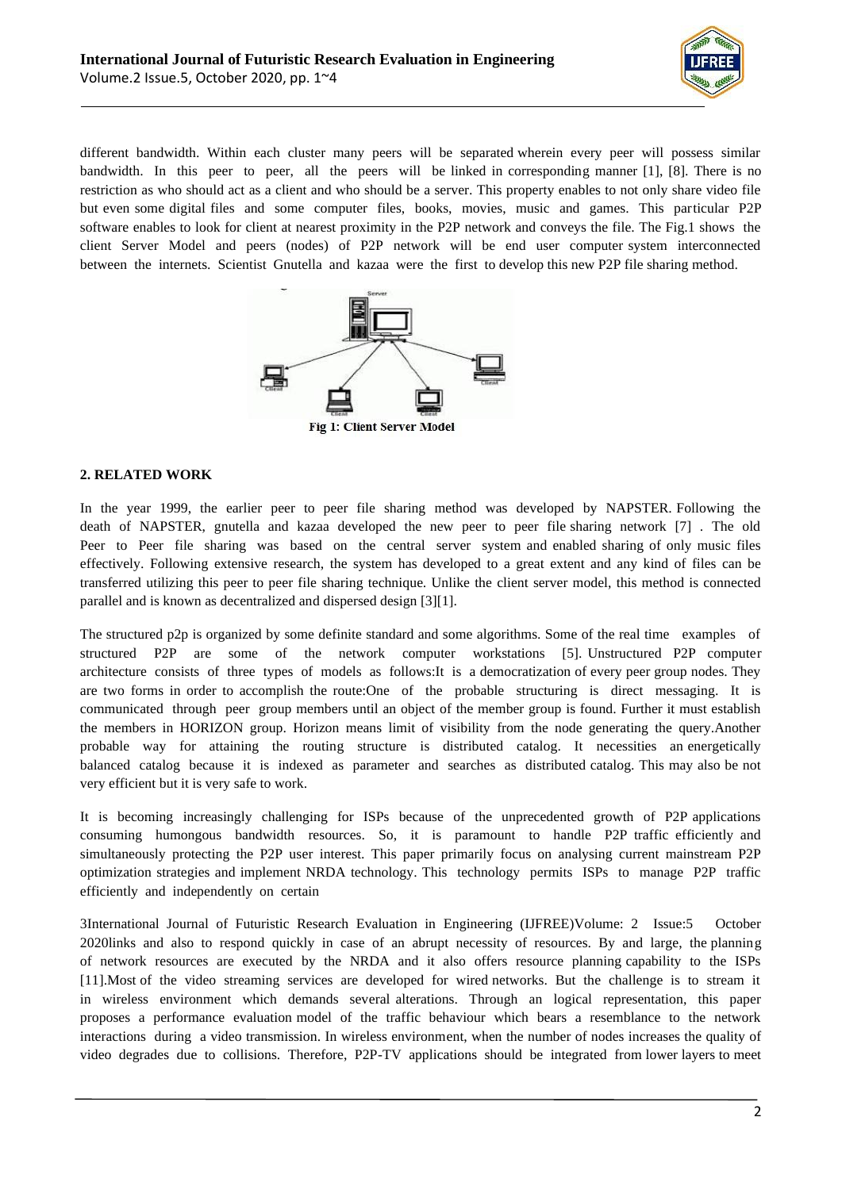different bandwidth. Within each cluster many peers will be separated wherein every peer will possess similar bandwidth. In this peer to peer, all the peers will be linked in corresponding manner [1], [8]. There is no restriction as who should act as a client and who should be a server. This property enables to not only share video file but even some digital files and some computer files, books, movies, music and games. This particular P2P software enables to look for client at nearest proximity in the P2P network and conveys the file. The Fig.1 shows the client Server Model and peers (nodes) of P2P network will be end user computer system interconnected between the internets. Scientist Gnutella and kazaa were the first to develop this new P2P file sharing method.

Server

Client

Client

Client

Client

**Fig 1: Client Server Model**

## 2. RELATED WORK

In the year 1999, the earlier peer to peer file sharing method was developed by NAPSTER. Following the death of NAPSTER, gnutella and kazaa developed the new peer to peer file sharing network [7] . The old Peer to Peer file sharing was based on the central server system and enabled sharing of only music files effectively. Following extensive research, the system has developed to a great extent and any kind of files can be transferred utilizing this peer to peer file sharing technique. Unlike the client server model, this method is connected parallel and is known as decentralized and dispersed design [3][1].

The structured p2p is organized by some definite standard and some algorithms. Some of the real time examples of structured P2P are some of the network computer workstations [5]. Unstructured P2P computer architecture consists of three types of models as follows:It is a democratization of every peer group nodes. They are two forms in order to accomplish the route:One of the probable structuring is direct messaging. It is communicated through peer group members until an object of the member group is found. Further it must establish the members in HORIZON group. Horizon means limit of visibility from the node generating the query.Another probable way for attaining the routing structure is distributed catalog. It necessities an energetically balanced catalog because it is indexed as parameter and searches as distributed catalog. This may also be not very efficient but it is very safe to work.

It is becoming increasingly challenging for ISPs because of the unprecedented growth of P2P applications consuming humongous bandwidth resources. So, it is paramount to handle P2P traffic efficiently and simultaneously protecting the P2P user interest. This paper primarily focus on analysing current mainstream P2P optimization strategies and implement NRDA technology. This technology permits ISPs to manage P2P traffic efficiently and independently on certain

3International Journal of Futuristic Research Evaluation in Engineering (IJFREE)Volume: 2 Issue:5 October 2020links and also to respond quickly in case of an abrupt necessity of resources. By and large, the planning of network resources are executed by the NRDA and it also offers resource planning capability to the ISPs [11].Most of the video streaming services are developed for wired networks. But the challenge is to stream it in wireless environment which demands several alterations. Through an logical representation, this paper proposes a performance evaluation model of the traffic behaviour which bears a resemblance to the network interactions during a video transmission. In wireless environment, when the number of nodes increases the quality of video degrades due to collisions. Therefore, P2P-TV applications should be integrated from lower layers to meet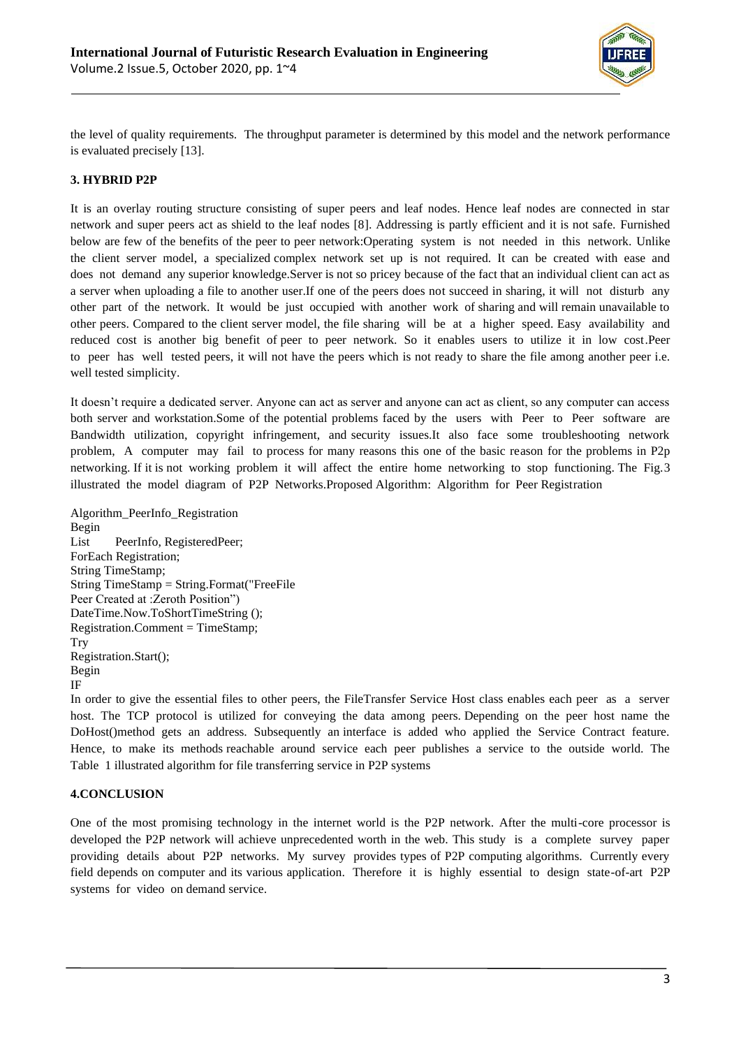the level of quality requirements. The throughput parameter is determined by this model and the network performance is evaluated precisely [13].

### 3. HYBRID P2P

It is an overlay routing structure consisting of super peers and leaf nodes. Hence leaf nodes are connected in star network and super peers act as shield to the leaf nodes [8]. Addressing is partly efficient and it is not safe. Furnished below are few of the benefits of the peer to peer network:Operating system is not needed in this network. Unlike the client server model, a specialized complex network set up is not required. It can be created with ease and does not demand any superior knowledge.Server is not so pricey because of the fact that an individual client can act as a server when uploading a file to another user.If one of the peers does not succeed in sharing, it will not disturb any other part of the network. It would be just occupied with another work of sharing and will remain unavailable to other peers. Compared to the client server model, the file sharing will be at a higher speed. Easy availability and reduced cost is another big benefit of peer to peer network. So it enables users to utilize it in low cost.Peer to peer has well tested peers, it will not have the peers which is not ready to share the file among another peer i.e. well tested simplicity.

It doesn't require a dedicated server. Anyone can act as server and anyone can act as client, so any computer can access both server and workstation.Some of the potential problems faced by the users with Peer to Peer software are Bandwidth utilization, copyright infringement, and security issues.It also face some troubleshooting network problem, A computer may fail to process for many reasons this one of the basic reason for the problems in P2p networking. If it is not working problem it will affect the entire home networking to stop functioning. The Fig.3 illustrated the model diagram of P2P Networks.Proposed Algorithm: Algorithm for Peer Registration

```
Algorithm_PeerInfo_Registration
Begin
List     PeerInfo, RegisteredPeer;
ForEach Registration;
String TimeStamp;
String TimeStamp = String.Format("FreeFile
Peer Created at :Zeroth Position")
DateTime.Now.ToShortTimeString ();
Registration.Comment = TimeStamp;
Try
Registration.Start();
Begin
IF
```

In order to give the essential files to other peers, the FileTransfer Service Host class enables each peer as a server host. The TCP protocol is utilized for conveying the data among peers. Depending on the peer host name the DoHost()method gets an address. Subsequently an interface is added who applied the Service Contract feature. Hence, to make its methods reachable around service each peer publishes a service to the outside world. The Table 1 illustrated algorithm for file transferring service in P2P systems

### 4.CONCLUSION

One of the most promising technology in the internet world is the P2P network. After the multi-core processor is developed the P2P network will achieve unprecedented worth in the web. This study is a complete survey paper providing details about P2P networks. My survey provides types of P2P computing algorithms. Currently every field depends on computer and its various application. Therefore it is highly essential to design state-of-art P2P systems for video on demand service.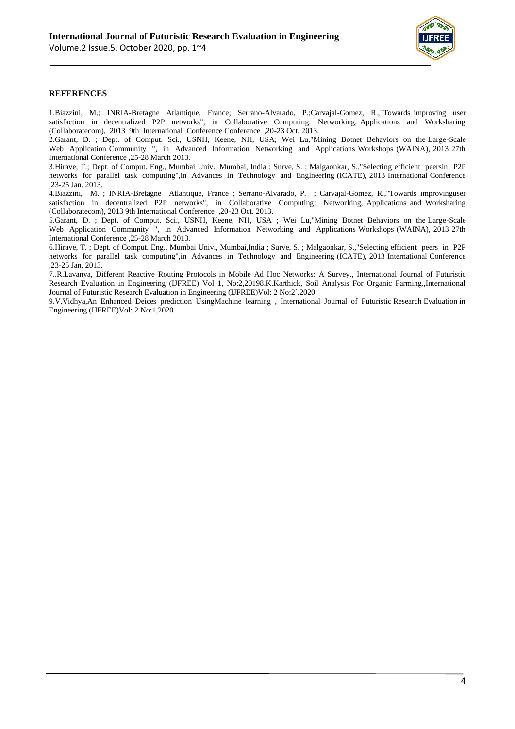## REFERENCES

1.Biazzini, M.; INRIA-Bretagne Atlantique, France; Serrano-Alvarado, P.;Carvajal-Gomez, R.,"Towards improving user satisfaction in decentralized P2P networks", in Collaborative Computing: Networking, Applications and Worksharing (Collaboratecom), 2013 9th International Conference Conference ,20-23 Oct. 2013.

2.Garant, D. ; Dept. of Comput. Sci., USNH, Keene, NH, USA; Wei Lu,"Mining Botnet Behaviors on the Large-Scale Web Application Community ", in Advanced Information Networking and Applications Workshops (WAINA), 2013 27th International Conference ,25-28 March 2013.

3.Hirave, T.; Dept. of Comput. Eng., Mumbai Univ., Mumbai, India ; Surve, S. ; Malgaonkar, S.,"Selecting efficient peersin P2P networks for parallel task computing",in Advances in Technology and Engineering (ICATE), 2013 International Conference ,23-25 Jan. 2013.

4.Biazzini, M. ; INRIA-Bretagne Atlantique, France ; Serrano-Alvarado, P. ; Carvajal-Gomez, R.,"Towards improvinguser satisfaction in decentralized P2P networks", in Collaborative Computing: Networking, Applications and Worksharing (Collaboratecom), 2013 9th International Conference ,20-23 Oct. 2013.

5.Garant, D. ; Dept. of Comput. Sci., USNH, Keene, NH, USA ; Wei Lu,"Mining Botnet Behaviors on the Large-Scale Web Application Community ", in Advanced Information Networking and Applications Workshops (WAINA), 2013 27th International Conference ,25-28 March 2013.

6.Hirave, T. ; Dept. of Comput. Eng., Mumbai Univ., Mumbai,India ; Surve, S. ; Malgaonkar, S.,"Selecting efficient peers in P2P networks for parallel task computing",in Advances in Technology and Engineering (ICATE), 2013 International Conference ,23-25 Jan. 2013.

7..R.Lavanya, Different Reactive Routing Protocols in Mobile Ad Hoc Networks: A Survey., International Journal of Futuristic Research Evaluation in Engineering (IJFREE) Vol 1, No:2,20198.K.Karthick, Soil Analysis For Organic Farming.,International Journal of Futuristic Research Evaluation in Engineering (IJFREE)Vol: 2 No:2`,2020

9.V.Vidhya,An Enhanced Deices prediction UsingMachine learning , International Journal of Futuristic Research Evaluation in Engineering (IJFREE)Vol: 2 No:1,2020